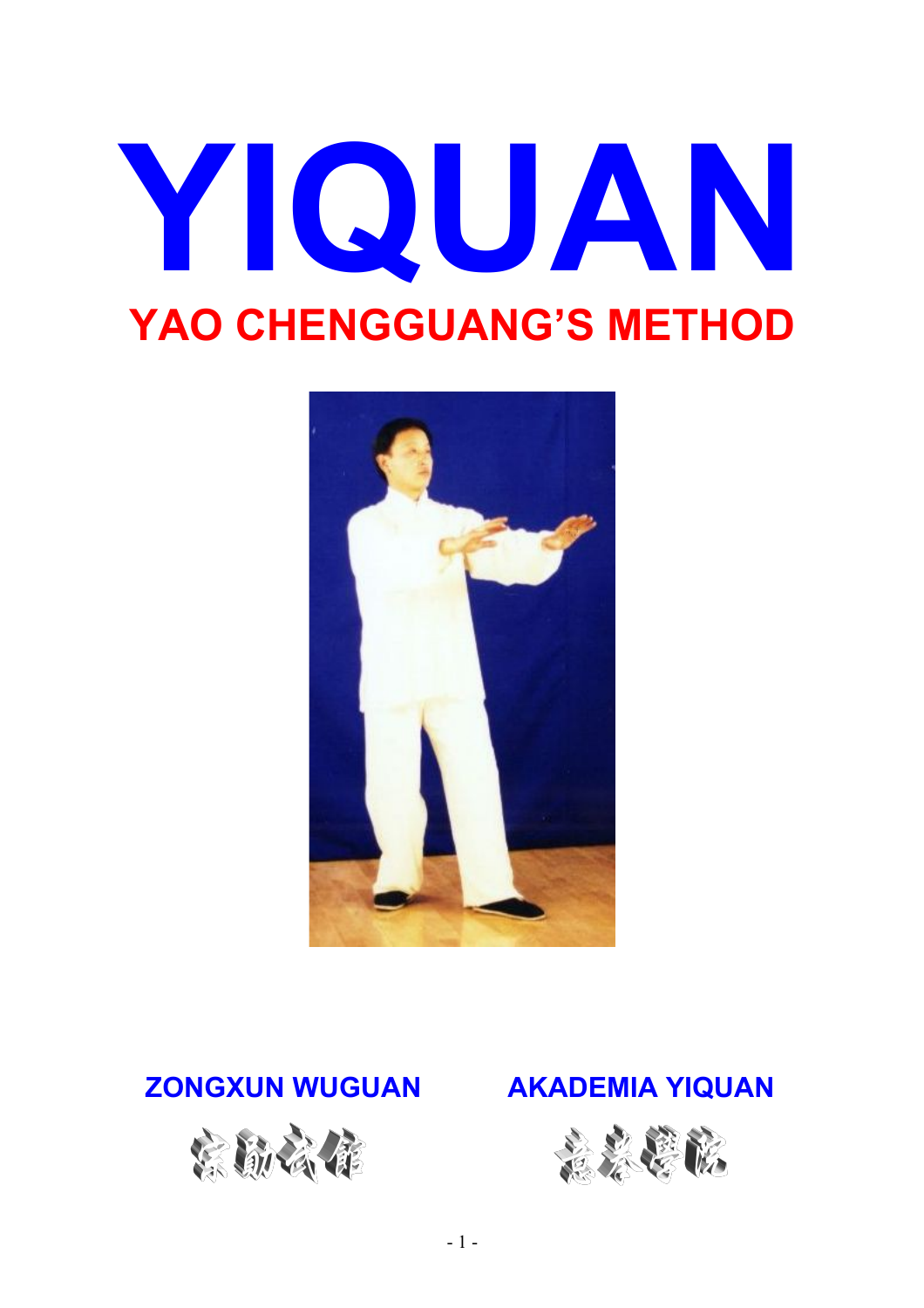# YIQUAN

## YAO CHENGGUANG'S METHOD

**ZONGXUN WUGUAN**

宗勛武館

**AKADEMIA YIQUAN**

意拳學院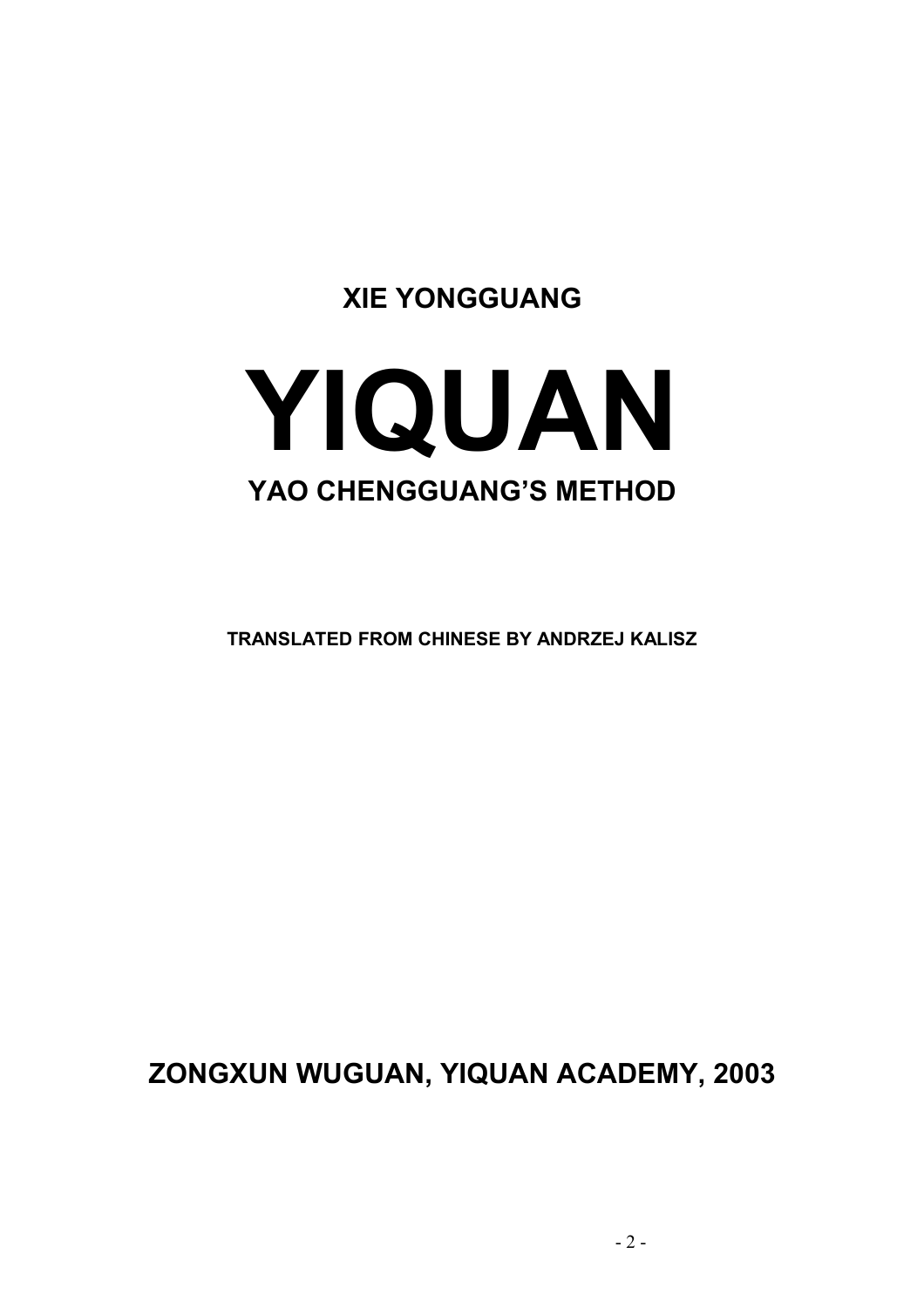**XIE YONGGUANG**

# YIQUAN

## YAO CHENGGUANG'S METHOD

**TRANSLATED FROM CHINESE BY ANDRZEJ KALISZ**

**ZONGXUN WUGUAN, YIQUAN ACADEMY, 2003**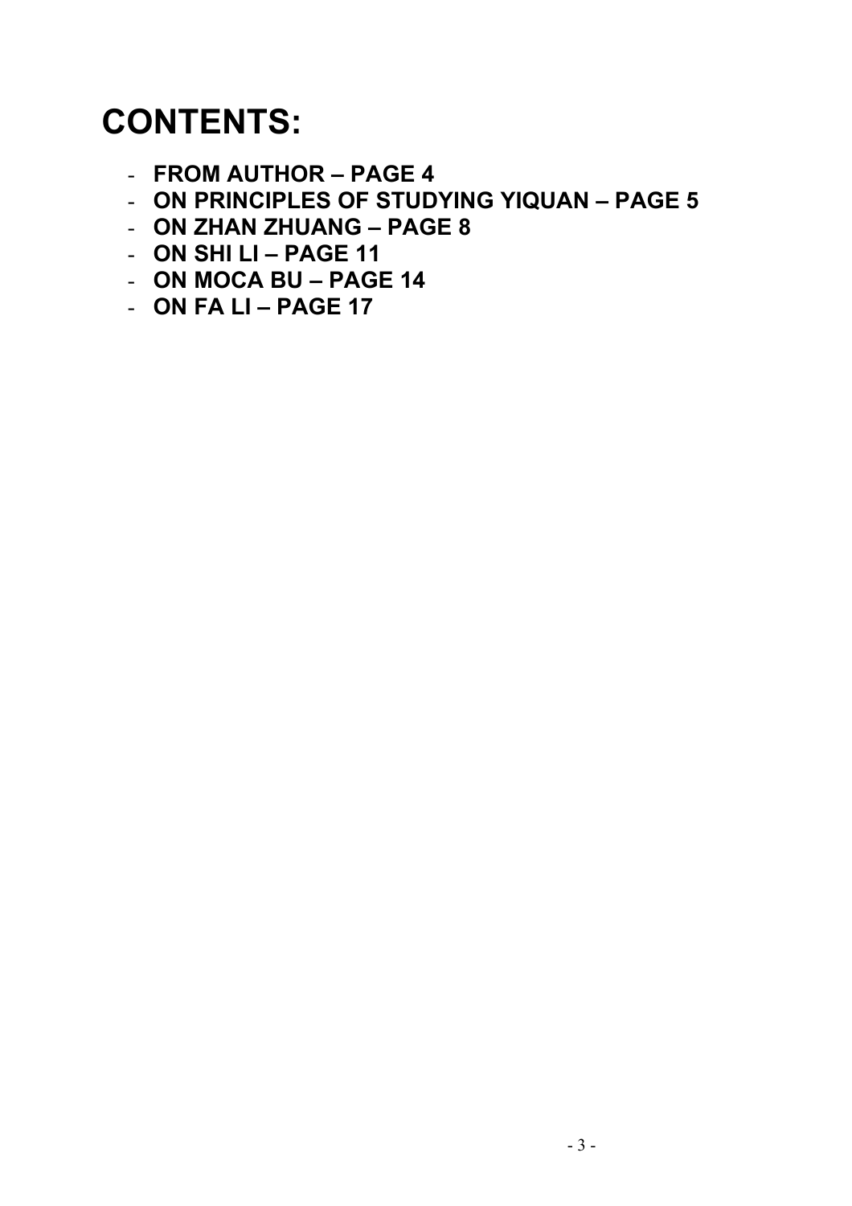# CONTENTS:

- **FROM AUTHOR – PAGE 4**
- **ON PRINCIPLES OF STUDYING YIQUAN – PAGE 5**
- **ON ZHAN ZHUANG – PAGE 8**
- **ON SHI LI – PAGE 11**
- **ON MOCA BU – PAGE 14**
- **ON FA LI – PAGE 17**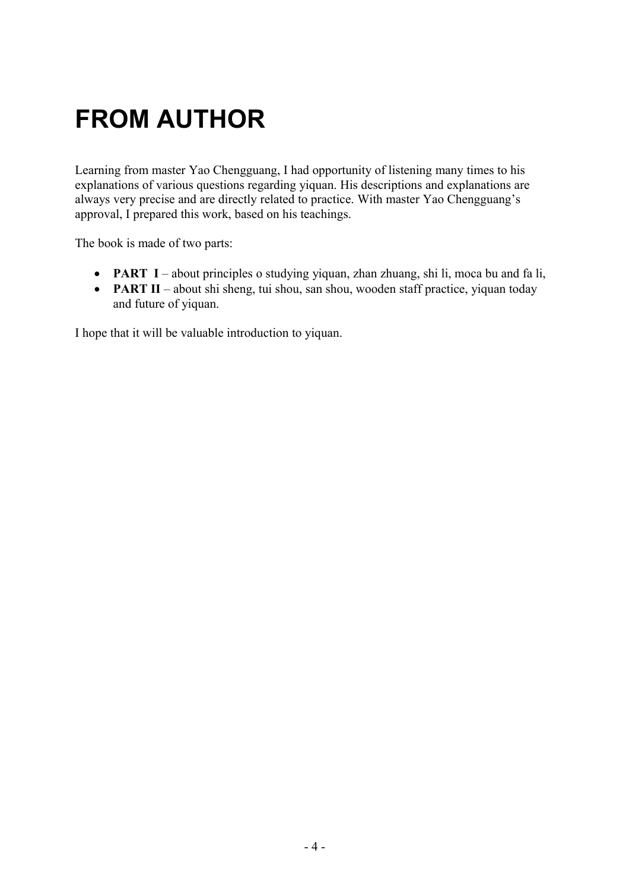# FROM AUTHOR

Learning from master Yao Chengguang, I had opportunity of listening many times to his explanations of various questions regarding yiquan. His descriptions and explanations are always very precise and are directly related to practice. With master Yao Chengguang's approval, I prepared this work, based on his teachings.

The book is made of two parts:

- **PART I** – about principles o studying yiquan, zhan zhuang, shi li, moca bu and fa li,
- **PART II** – about shi sheng, tui shou, san shou, wooden staff practice, yiquan today and future of yiquan.

I hope that it will be valuable introduction to yiquan.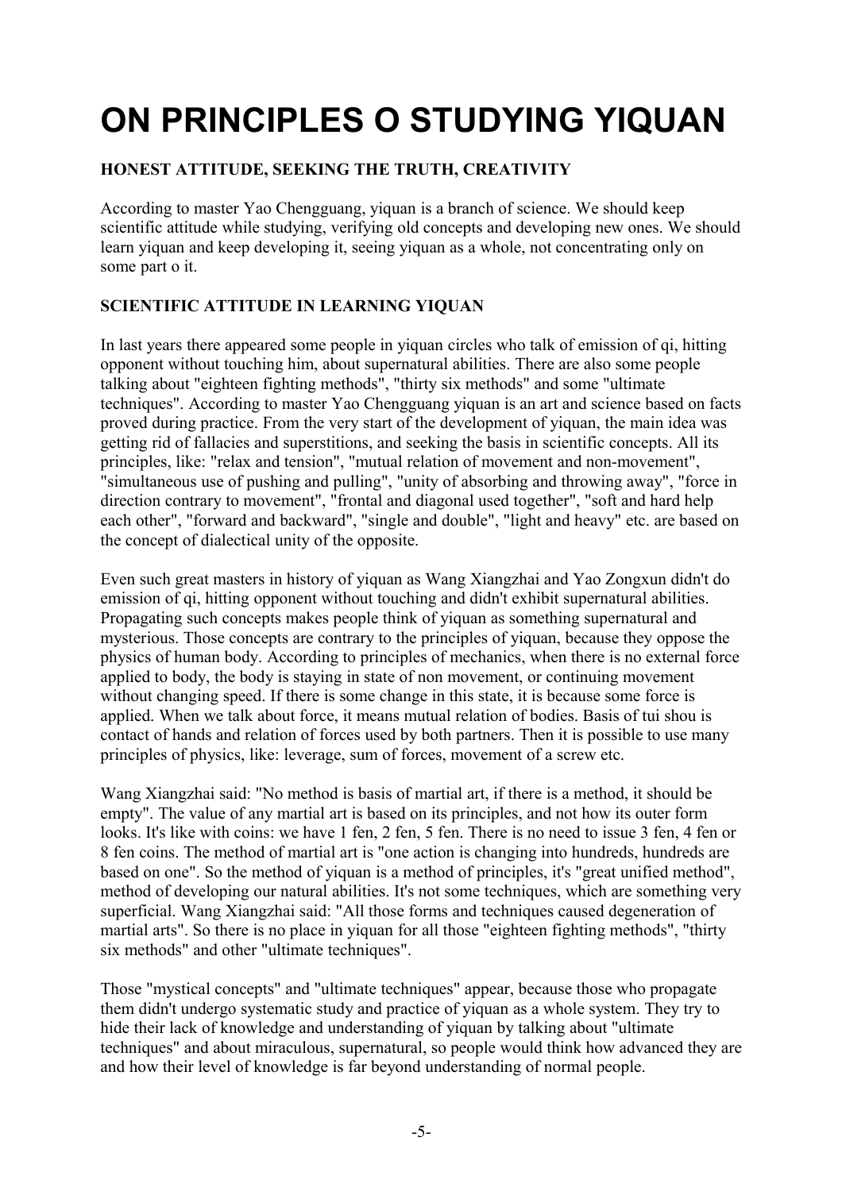# ON PRINCIPLES O STUDYING YIQUAN

**HONEST ATTITUDE, SEEKING THE TRUTH, CREATIVITY**

According to master Yao Chengguang, yiquan is a branch of science. We should keep scientific attitude while studying, verifying old concepts and developing new ones. We should learn yiquan and keep developing it, seeing yiquan as a whole, not concentrating only on some part o it.

**SCIENTIFIC ATTITUDE IN LEARNING YIQUAN**

In last years there appeared some people in yiquan circles who talk of emission of qi, hitting opponent without touching him, about supernatural abilities. There are also some people talking about "eighteen fighting methods", "thirty six methods" and some "ultimate techniques". According to master Yao Chengguang yiquan is an art and science based on facts proved during practice. From the very start of the development of yiquan, the main idea was getting rid of fallacies and superstitions, and seeking the basis in scientific concepts. All its principles, like: "relax and tension", "mutual relation of movement and non-movement", "simultaneous use of pushing and pulling", "unity of absorbing and throwing away", "force in direction contrary to movement", "frontal and diagonal used together", "soft and hard help each other", "forward and backward", "single and double", "light and heavy" etc. are based on the concept of dialectical unity of the opposite.

Even such great masters in history of yiquan as Wang Xiangzhai and Yao Zongxun didn't do emission of qi, hitting opponent without touching and didn't exhibit supernatural abilities. Propagating such concepts makes people think of yiquan as something supernatural and mysterious. Those concepts are contrary to the principles of yiquan, because they oppose the physics of human body. According to principles of mechanics, when there is no external force applied to body, the body is staying in state of non movement, or continuing movement without changing speed. If there is some change in this state, it is because some force is applied. When we talk about force, it means mutual relation of bodies. Basis of tui shou is contact of hands and relation of forces used by both partners. Then it is possible to use many principles of physics, like: leverage, sum of forces, movement of a screw etc.

Wang Xiangzhai said: "No method is basis of martial art, if there is a method, it should be empty". The value of any martial art is based on its principles, and not how its outer form looks. It's like with coins: we have 1 fen, 2 fen, 5 fen. There is no need to issue 3 fen, 4 fen or 8 fen coins. The method of martial art is "one action is changing into hundreds, hundreds are based on one". So the method of yiquan is a method of principles, it's "great unified method", method of developing our natural abilities. It's not some techniques, which are something very superficial. Wang Xiangzhai said: "All those forms and techniques caused degeneration of martial arts". So there is no place in yiquan for all those "eighteen fighting methods", "thirty six methods" and other "ultimate techniques".

Those "mystical concepts" and "ultimate techniques" appear, because those who propagate them didn't undergo systematic study and practice of yiquan as a whole system. They try to hide their lack of knowledge and understanding of yiquan by talking about "ultimate techniques" and about miraculous, supernatural, so people would think how advanced they are and how their level of knowledge is far beyond understanding of normal people.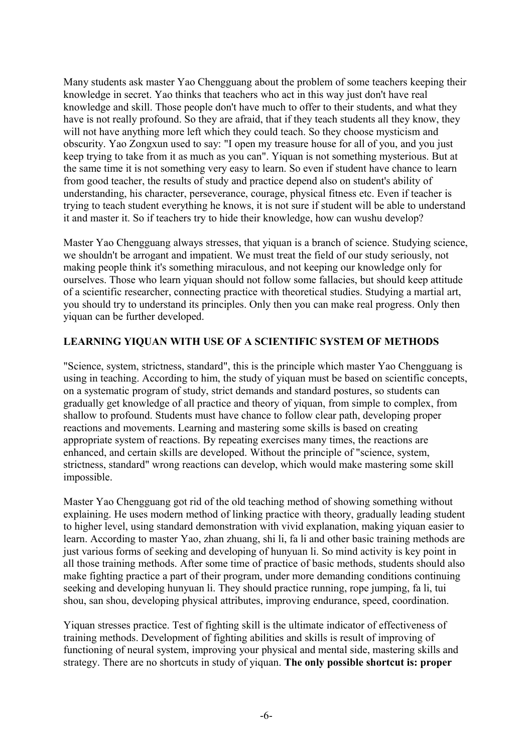Many students ask master Yao Chengguang about the problem of some teachers keeping their knowledge in secret. Yao thinks that teachers who act in this way just don't have real knowledge and skill. Those people don't have much to offer to their students, and what they have is not really profound. So they are afraid, that if they teach students all they know, they will not have anything more left which they could teach. So they choose mysticism and obscurity. Yao Zongxun used to say: "I open my treasure house for all of you, and you just keep trying to take from it as much as you can". Yiquan is not something mysterious. But at the same time it is not something very easy to learn. So even if student have chance to learn from good teacher, the results of study and practice depend also on student's ability of understanding, his character, perseverance, courage, physical fitness etc. Even if teacher is trying to teach student everything he knows, it is not sure if student will be able to understand it and master it. So if teachers try to hide their knowledge, how can wushu develop?

Master Yao Chengguang always stresses, that yiquan is a branch of science. Studying science, we shouldn't be arrogant and impatient. We must treat the field of our study seriously, not making people think it's something miraculous, and not keeping our knowledge only for ourselves. Those who learn yiquan should not follow some fallacies, but should keep attitude of a scientific researcher, connecting practice with theoretical studies. Studying a martial art, you should try to understand its principles. Only then you can make real progress. Only then yiquan can be further developed.

## LEARNING YIQUAN WITH USE OF A SCIENTIFIC SYSTEM OF METHODS

"Science, system, strictness, standard", this is the principle which master Yao Chengguang is using in teaching. According to him, the study of yiquan must be based on scientific concepts, on a systematic program of study, strict demands and standard postures, so students can gradually get knowledge of all practice and theory of yiquan, from simple to complex, from shallow to profound. Students must have chance to follow clear path, developing proper reactions and movements. Learning and mastering some skills is based on creating appropriate system of reactions. By repeating exercises many times, the reactions are enhanced, and certain skills are developed. Without the principle of "science, system, strictness, standard" wrong reactions can develop, which would make mastering some skill impossible.

Master Yao Chengguang got rid of the old teaching method of showing something without explaining. He uses modern method of linking practice with theory, gradually leading student to higher level, using standard demonstration with vivid explanation, making yiquan easier to learn. According to master Yao, zhan zhuang, shi li, fa li and other basic training methods are just various forms of seeking and developing of hunyuan li. So mind activity is key point in all those training methods. After some time of practice of basic methods, students should also make fighting practice a part of their program, under more demanding conditions continuing seeking and developing hunyuan li. They should practice running, rope jumping, fa li, tui shou, san shou, developing physical attributes, improving endurance, speed, coordination.

Yiquan stresses practice. Test of fighting skill is the ultimate indicator of effectiveness of training methods. Development of fighting abilities and skills is result of improving of functioning of neural system, improving your physical and mental side, mastering skills and strategy. There are no shortcuts in study of yiquan. **The only possible shortcut is: proper**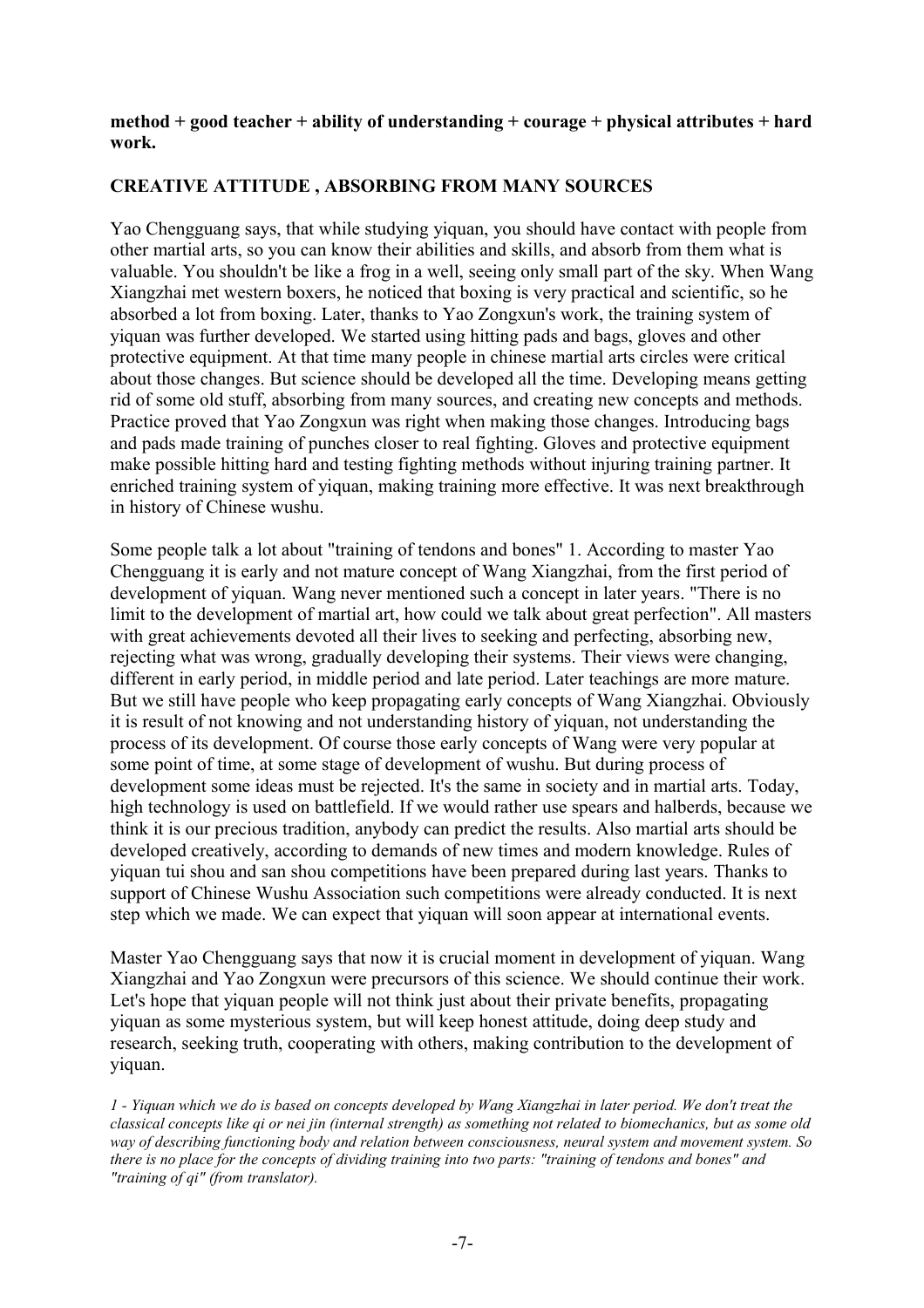**method + good teacher + ability of understanding + courage + physical attributes + hard work.**

## CREATIVE ATTITUDE , ABSORBING FROM MANY SOURCES

Yao Chengguang says, that while studying yiquan, you should have contact with people from other martial arts, so you can know their abilities and skills, and absorb from them what is valuable. You shouldn't be like a frog in a well, seeing only small part of the sky. When Wang Xiangzhai met western boxers, he noticed that boxing is very practical and scientific, so he absorbed a lot from boxing. Later, thanks to Yao Zongxun's work, the training system of yiquan was further developed. We started using hitting pads and bags, gloves and other protective equipment. At that time many people in chinese martial arts circles were critical about those changes. But science should be developed all the time. Developing means getting rid of some old stuff, absorbing from many sources, and creating new concepts and methods. Practice proved that Yao Zongxun was right when making those changes. Introducing bags and pads made training of punches closer to real fighting. Gloves and protective equipment make possible hitting hard and testing fighting methods without injuring training partner. It enriched training system of yiquan, making training more effective. It was next breakthrough in history of Chinese wushu.

Some people talk a lot about "training of tendons and bones" 1. According to master Yao Chengguang it is early and not mature concept of Wang Xiangzhai, from the first period of development of yiquan. Wang never mentioned such a concept in later years. "There is no limit to the development of martial art, how could we talk about great perfection". All masters with great achievements devoted all their lives to seeking and perfecting, absorbing new, rejecting what was wrong, gradually developing their systems. Their views were changing, different in early period, in middle period and late period. Later teachings are more mature. But we still have people who keep propagating early concepts of Wang Xiangzhai. Obviously it is result of not knowing and not understanding history of yiquan, not understanding the process of its development. Of course those early concepts of Wang were very popular at some point of time, at some stage of development of wushu. But during process of development some ideas must be rejected. It's the same in society and in martial arts. Today, high technology is used on battlefield. If we would rather use spears and halberds, because we think it is our precious tradition, anybody can predict the results. Also martial arts should be developed creatively, according to demands of new times and modern knowledge. Rules of yiquan tui shou and san shou competitions have been prepared during last years. Thanks to support of Chinese Wushu Association such competitions were already conducted. It is next step which we made. We can expect that yiquan will soon appear at international events.

Master Yao Chengguang says that now it is crucial moment in development of yiquan. Wang Xiangzhai and Yao Zongxun were precursors of this science. We should continue their work. Let's hope that yiquan people will not think just about their private benefits, propagating yiquan as some mysterious system, but will keep honest attitude, doing deep study and research, seeking truth, cooperating with others, making contribution to the development of yiquan.

*1 - Yiquan which we do is based on concepts developed by Wang Xiangzhai in later period. We don't treat the classical concepts like qi or nei jin (internal strength) as something not related to biomechanics, but as some old way of describing functioning body and relation between consciousness, neural system and movement system. So there is no place for the concepts of dividing training into two parts: "training of tendons and bones" and "training of qi" (from translator).*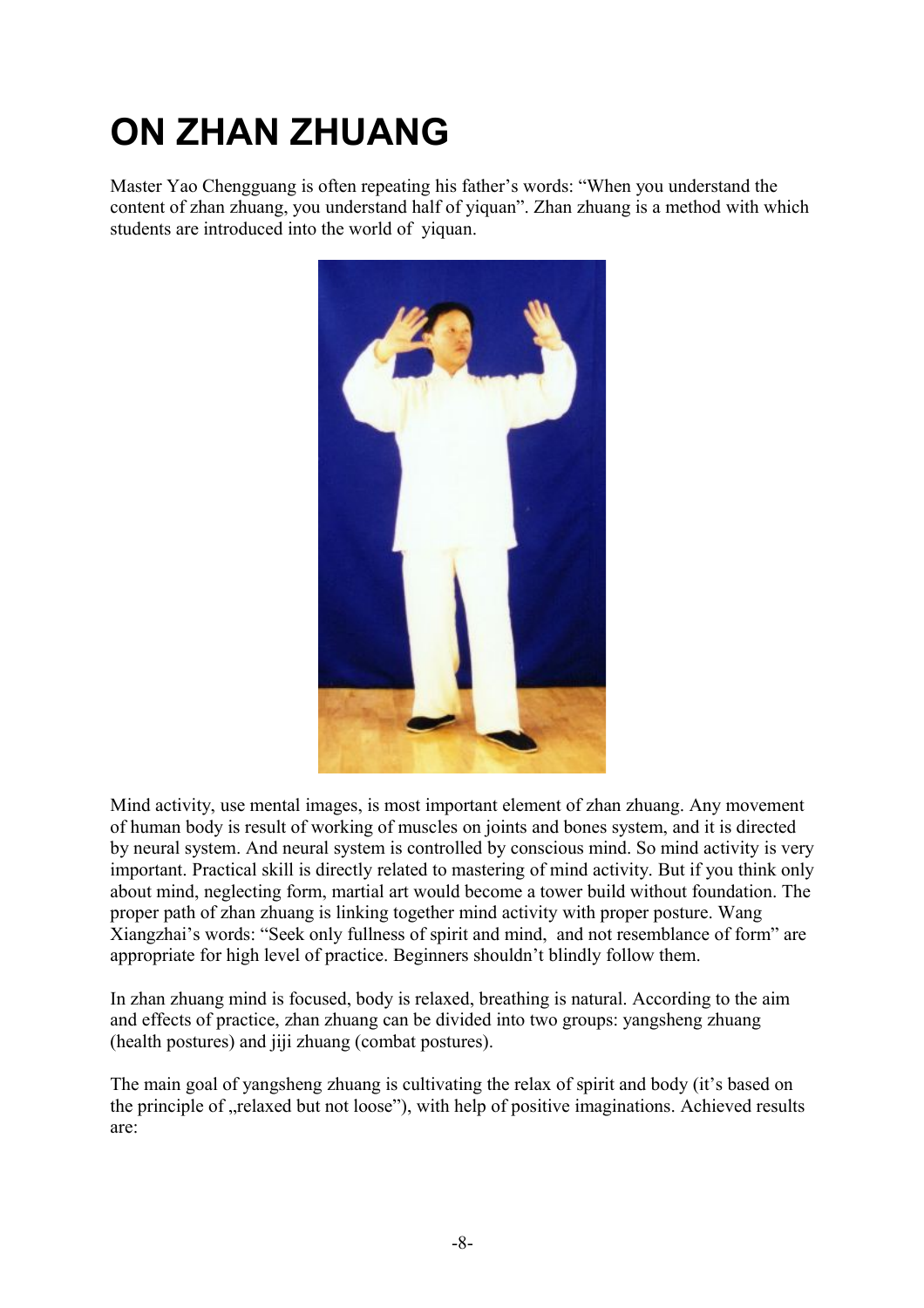# ON ZHAN ZHUANG

Master Yao Chengguang is often repeating his father's words: "When you understand the content of zhan zhuang, you understand half of yiquan". Zhan zhuang is a method with which students are introduced into the world of yiquan.

Mind activity, use mental images, is most important element of zhan zhuang. Any movement of human body is result of working of muscles on joints and bones system, and it is directed by neural system. And neural system is controlled by conscious mind. So mind activity is very important. Practical skill is directly related to mastering of mind activity. But if you think only about mind, neglecting form, martial art would become a tower build without foundation. The proper path of zhan zhuang is linking together mind activity with proper posture. Wang Xiangzhai's words: "Seek only fullness of spirit and mind, and not resemblance of form" are appropriate for high level of practice. Beginners shouldn't blindly follow them.

In zhan zhuang mind is focused, body is relaxed, breathing is natural. According to the aim and effects of practice, zhan zhuang can be divided into two groups: yangsheng zhuang (health postures) and jiji zhuang (combat postures).

The main goal of yangsheng zhuang is cultivating the relax of spirit and body (it's based on the principle of „relaxed but not loose"), with help of positive imaginations. Achieved results are: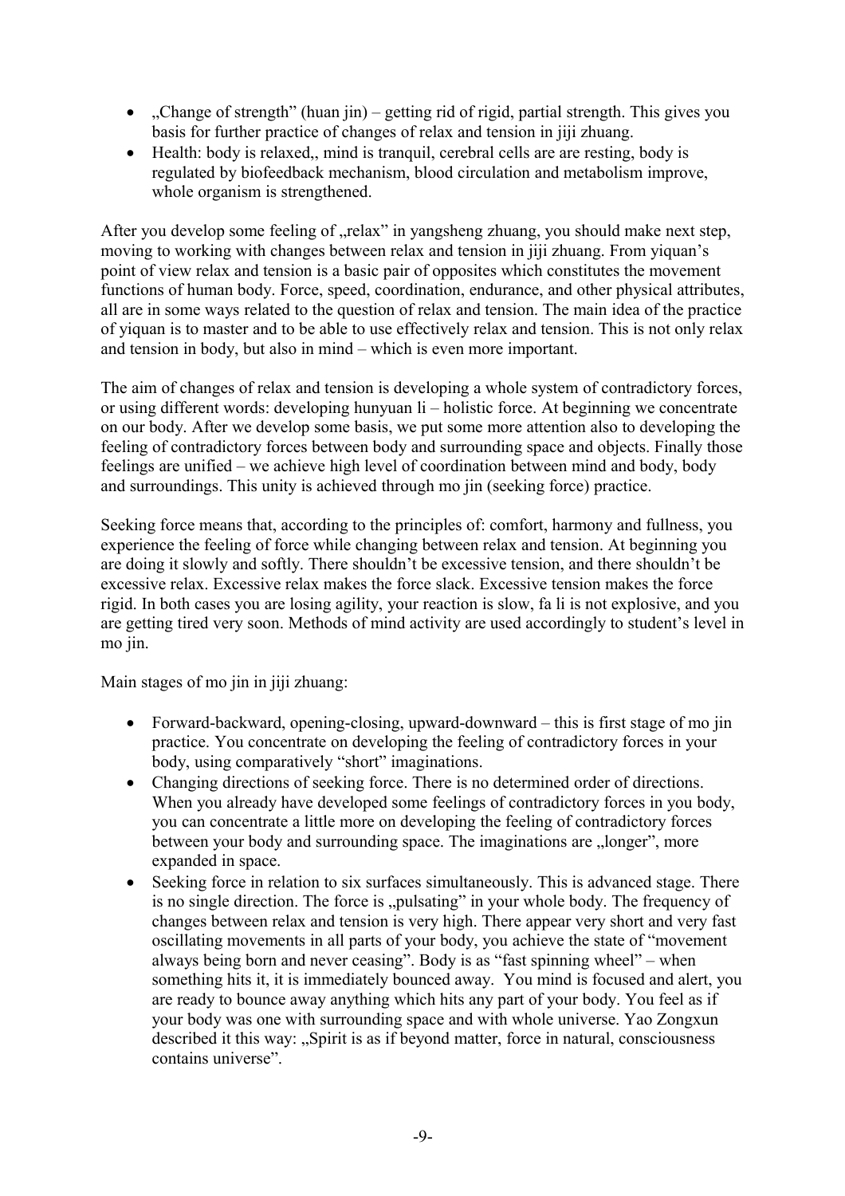- „Change of strength" (huan jin) – getting rid of rigid, partial strength. This gives you basis for further practice of changes of relax and tension in jiji zhuang.
- Health: body is relaxed,, mind is tranquil, cerebral cells are are resting, body is regulated by biofeedback mechanism, blood circulation and metabolism improve, whole organism is strengthened.

After you develop some feeling of „relax" in yangsheng zhuang, you should make next step, moving to working with changes between relax and tension in jiji zhuang. From yiquan's point of view relax and tension is a basic pair of opposites which constitutes the movement functions of human body. Force, speed, coordination, endurance, and other physical attributes, all are in some ways related to the question of relax and tension. The main idea of the practice of yiquan is to master and to be able to use effectively relax and tension. This is not only relax and tension in body, but also in mind – which is even more important.

The aim of changes of relax and tension is developing a whole system of contradictory forces, or using different words: developing hunyuan li – holistic force. At beginning we concentrate on our body. After we develop some basis, we put some more attention also to developing the feeling of contradictory forces between body and surrounding space and objects. Finally those feelings are unified – we achieve high level of coordination between mind and body, body and surroundings. This unity is achieved through mo jin (seeking force) practice.

Seeking force means that, according to the principles of: comfort, harmony and fullness, you experience the feeling of force while changing between relax and tension. At beginning you are doing it slowly and softly. There shouldn't be excessive tension, and there shouldn't be excessive relax. Excessive relax makes the force slack. Excessive tension makes the force rigid. In both cases you are losing agility, your reaction is slow, fa li is not explosive, and you are getting tired very soon. Methods of mind activity are used accordingly to student's level in mo jin.

Main stages of mo jin in jiji zhuang:

- Forward-backward, opening-closing, upward-downward – this is first stage of mo jin practice. You concentrate on developing the feeling of contradictory forces in your body, using comparatively "short" imaginations.
- Changing directions of seeking force. There is no determined order of directions. When you already have developed some feelings of contradictory forces in you body, you can concentrate a little more on developing the feeling of contradictory forces between your body and surrounding space. The imaginations are „longer", more expanded in space.
- Seeking force in relation to six surfaces simultaneously. This is advanced stage. There is no single direction. The force is „pulsating" in your whole body. The frequency of changes between relax and tension is very high. There appear very short and very fast oscillating movements in all parts of your body, you achieve the state of "movement always being born and never ceasing". Body is as "fast spinning wheel" – when something hits it, it is immediately bounced away. You mind is focused and alert, you are ready to bounce away anything which hits any part of your body. You feel as if your body was one with surrounding space and with whole universe. Yao Zongxun described it this way: „Spirit is as if beyond matter, force in natural, consciousness contains universe".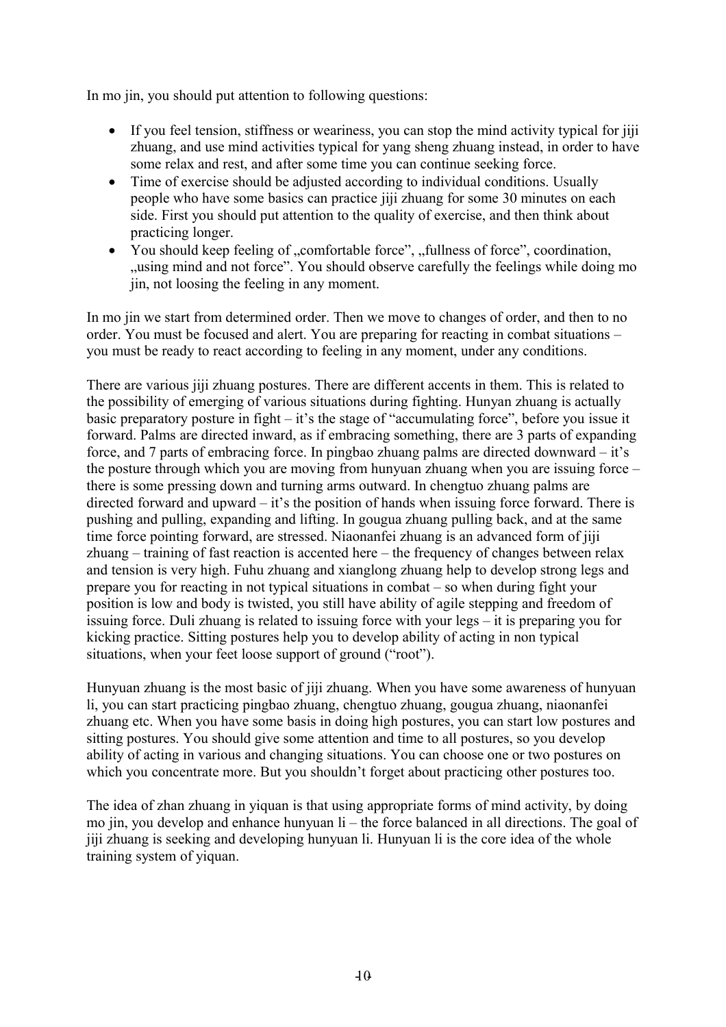In mo jin, you should put attention to following questions:

- If you feel tension, stiffness or weariness, you can stop the mind activity typical for jiji zhuang, and use mind activities typical for yang sheng zhuang instead, in order to have some relax and rest, and after some time you can continue seeking force.
- Time of exercise should be adjusted according to individual conditions. Usually people who have some basics can practice jiji zhuang for some 30 minutes on each side. First you should put attention to the quality of exercise, and then think about practicing longer.
- You should keep feeling of „comfortable force", „fullness of force", coordination, „using mind and not force". You should observe carefully the feelings while doing mo jin, not loosing the feeling in any moment.

In mo jin we start from determined order. Then we move to changes of order, and then to no order. You must be focused and alert. You are preparing for reacting in combat situations – you must be ready to react according to feeling in any moment, under any conditions.

There are various jiji zhuang postures. There are different accents in them. This is related to the possibility of emerging of various situations during fighting. Hunyan zhuang is actually basic preparatory posture in fight – it's the stage of "accumulating force", before you issue it forward. Palms are directed inward, as if embracing something, there are 3 parts of expanding force, and 7 parts of embracing force. In pingbao zhuang palms are directed downward – it's the posture through which you are moving from hunyuan zhuang when you are issuing force – there is some pressing down and turning arms outward. In chengtuo zhuang palms are directed forward and upward – it's the position of hands when issuing force forward. There is pushing and pulling, expanding and lifting. In gougua zhuang pulling back, and at the same time force pointing forward, are stressed. Niaonanfei zhuang is an advanced form of jiji zhuang – training of fast reaction is accented here – the frequency of changes between relax and tension is very high. Fuhu zhuang and xianglong zhuang help to develop strong legs and prepare you for reacting in not typical situations in combat – so when during fight your position is low and body is twisted, you still have ability of agile stepping and freedom of issuing force. Duli zhuang is related to issuing force with your legs – it is preparing you for kicking practice. Sitting postures help you to develop ability of acting in non typical situations, when your feet loose support of ground ("root").

Hunyuan zhuang is the most basic of jiji zhuang. When you have some awareness of hunyuan li, you can start practicing pingbao zhuang, chengtuo zhuang, gougua zhuang, niaonanfei zhuang etc. When you have some basis in doing high postures, you can start low postures and sitting postures. You should give some attention and time to all postures, so you develop ability of acting in various and changing situations. You can choose one or two postures on which you concentrate more. But you shouldn't forget about practicing other postures too.

The idea of zhan zhuang in yiquan is that using appropriate forms of mind activity, by doing mo jin, you develop and enhance hunyuan li – the force balanced in all directions. The goal of jiji zhuang is seeking and developing hunyuan li. Hunyuan li is the core idea of the whole training system of yiquan.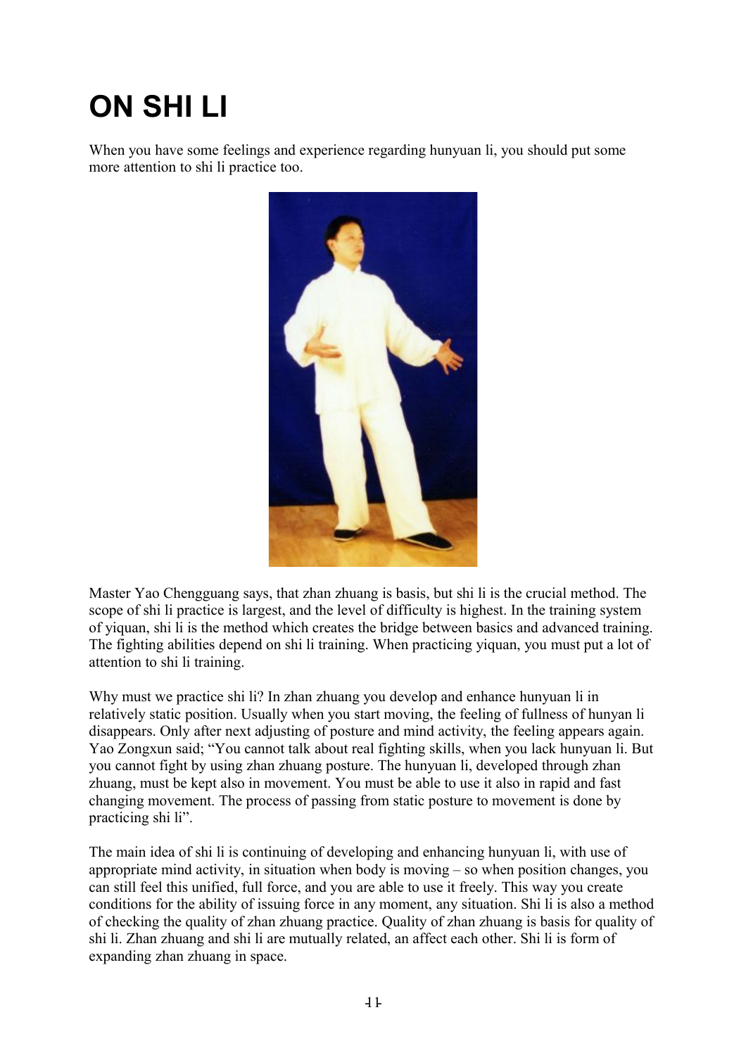# ON SHI LI

When you have some feelings and experience regarding hunyuan li, you should put some more attention to shi li practice too.

Master Yao Chengguang says, that zhan zhuang is basis, but shi li is the crucial method. The scope of shi li practice is largest, and the level of difficulty is highest. In the training system of yiquan, shi li is the method which creates the bridge between basics and advanced training. The fighting abilities depend on shi li training. When practicing yiquan, you must put a lot of attention to shi li training.

Why must we practice shi li? In zhan zhuang you develop and enhance hunyuan li in relatively static position. Usually when you start moving, the feeling of fullness of hunyan li disappears. Only after next adjusting of posture and mind activity, the feeling appears again. Yao Zongxun said; "You cannot talk about real fighting skills, when you lack hunyuan li. But you cannot fight by using zhan zhuang posture. The hunyuan li, developed through zhan zhuang, must be kept also in movement. You must be able to use it also in rapid and fast changing movement. The process of passing from static posture to movement is done by practicing shi li".

The main idea of shi li is continuing of developing and enhancing hunyuan li, with use of appropriate mind activity, in situation when body is moving – so when position changes, you can still feel this unified, full force, and you are able to use it freely. This way you create conditions for the ability of issuing force in any moment, any situation. Shi li is also a method of checking the quality of zhan zhuang practice. Quality of zhan zhuang is basis for quality of shi li. Zhan zhuang and shi li are mutually related, an affect each other. Shi li is form of expanding zhan zhuang in space.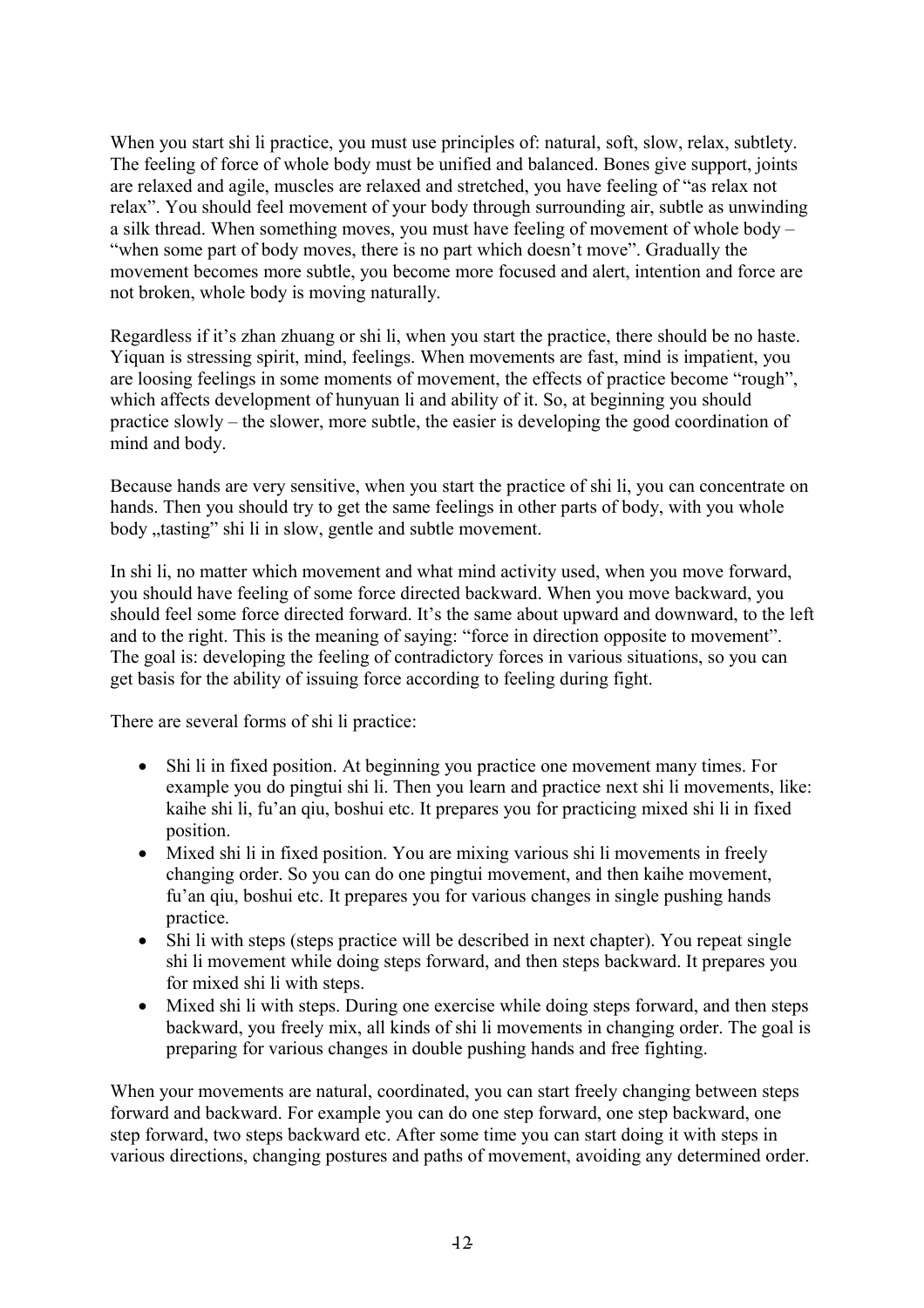When you start shi li practice, you must use principles of: natural, soft, slow, relax, subtlety. The feeling of force of whole body must be unified and balanced. Bones give support, joints are relaxed and agile, muscles are relaxed and stretched, you have feeling of "as relax not relax". You should feel movement of your body through surrounding air, subtle as unwinding a silk thread. When something moves, you must have feeling of movement of whole body – "when some part of body moves, there is no part which doesn't move". Gradually the movement becomes more subtle, you become more focused and alert, intention and force are not broken, whole body is moving naturally.

Regardless if it's zhan zhuang or shi li, when you start the practice, there should be no haste. Yiquan is stressing spirit, mind, feelings. When movements are fast, mind is impatient, you are loosing feelings in some moments of movement, the effects of practice become "rough", which affects development of hunyuan li and ability of it. So, at beginning you should practice slowly – the slower, more subtle, the easier is developing the good coordination of mind and body.

Because hands are very sensitive, when you start the practice of shi li, you can concentrate on hands. Then you should try to get the same feelings in other parts of body, with you whole body „tasting" shi li in slow, gentle and subtle movement.

In shi li, no matter which movement and what mind activity used, when you move forward, you should have feeling of some force directed backward. When you move backward, you should feel some force directed forward. It's the same about upward and downward, to the left and to the right. This is the meaning of saying: "force in direction opposite to movement". The goal is: developing the feeling of contradictory forces in various situations, so you can get basis for the ability of issuing force according to feeling during fight.

There are several forms of shi li practice:

- Shi li in fixed position. At beginning you practice one movement many times. For example you do pingtui shi li. Then you learn and practice next shi li movements, like: kaihe shi li, fu'an qiu, boshui etc. It prepares you for practicing mixed shi li in fixed position.
- Mixed shi li in fixed position. You are mixing various shi li movements in freely changing order. So you can do one pingtui movement, and then kaihe movement, fu'an qiu, boshui etc. It prepares you for various changes in single pushing hands practice.
- Shi li with steps (steps practice will be described in next chapter). You repeat single shi li movement while doing steps forward, and then steps backward. It prepares you for mixed shi li with steps.
- Mixed shi li with steps. During one exercise while doing steps forward, and then steps backward, you freely mix, all kinds of shi li movements in changing order. The goal is preparing for various changes in double pushing hands and free fighting.

When your movements are natural, coordinated, you can start freely changing between steps forward and backward. For example you can do one step forward, one step backward, one step forward, two steps backward etc. After some time you can start doing it with steps in various directions, changing postures and paths of movement, avoiding any determined order.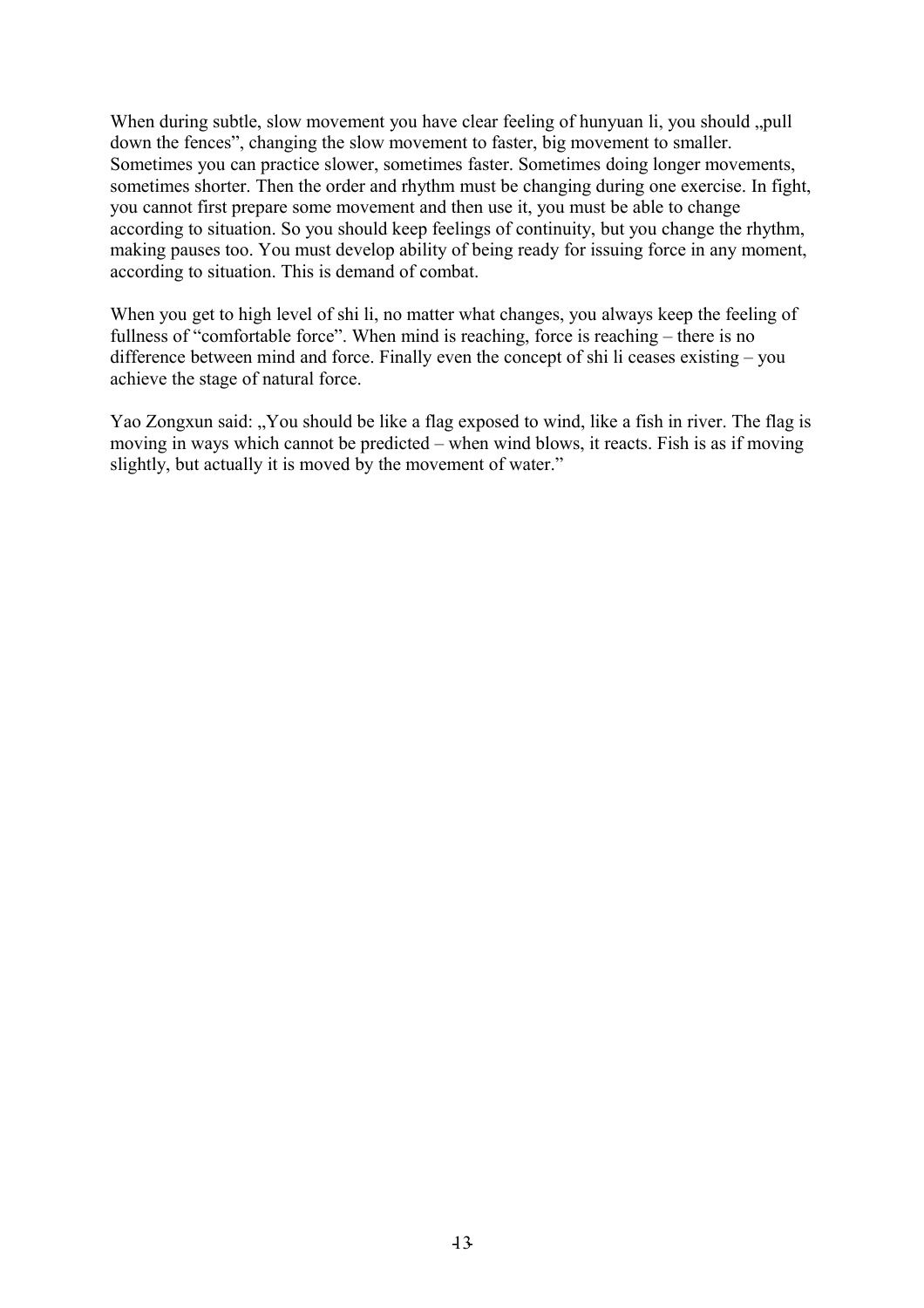When during subtle, slow movement you have clear feeling of hunyuan li, you should „pull down the fences", changing the slow movement to faster, big movement to smaller. Sometimes you can practice slower, sometimes faster. Sometimes doing longer movements, sometimes shorter. Then the order and rhythm must be changing during one exercise. In fight, you cannot first prepare some movement and then use it, you must be able to change according to situation. So you should keep feelings of continuity, but you change the rhythm, making pauses too. You must develop ability of being ready for issuing force in any moment, according to situation. This is demand of combat.

When you get to high level of shi li, no matter what changes, you always keep the feeling of fullness of "comfortable force". When mind is reaching, force is reaching – there is no difference between mind and force. Finally even the concept of shi li ceases existing – you achieve the stage of natural force.

Yao Zongxun said: „You should be like a flag exposed to wind, like a fish in river. The flag is moving in ways which cannot be predicted – when wind blows, it reacts. Fish is as if moving slightly, but actually it is moved by the movement of water."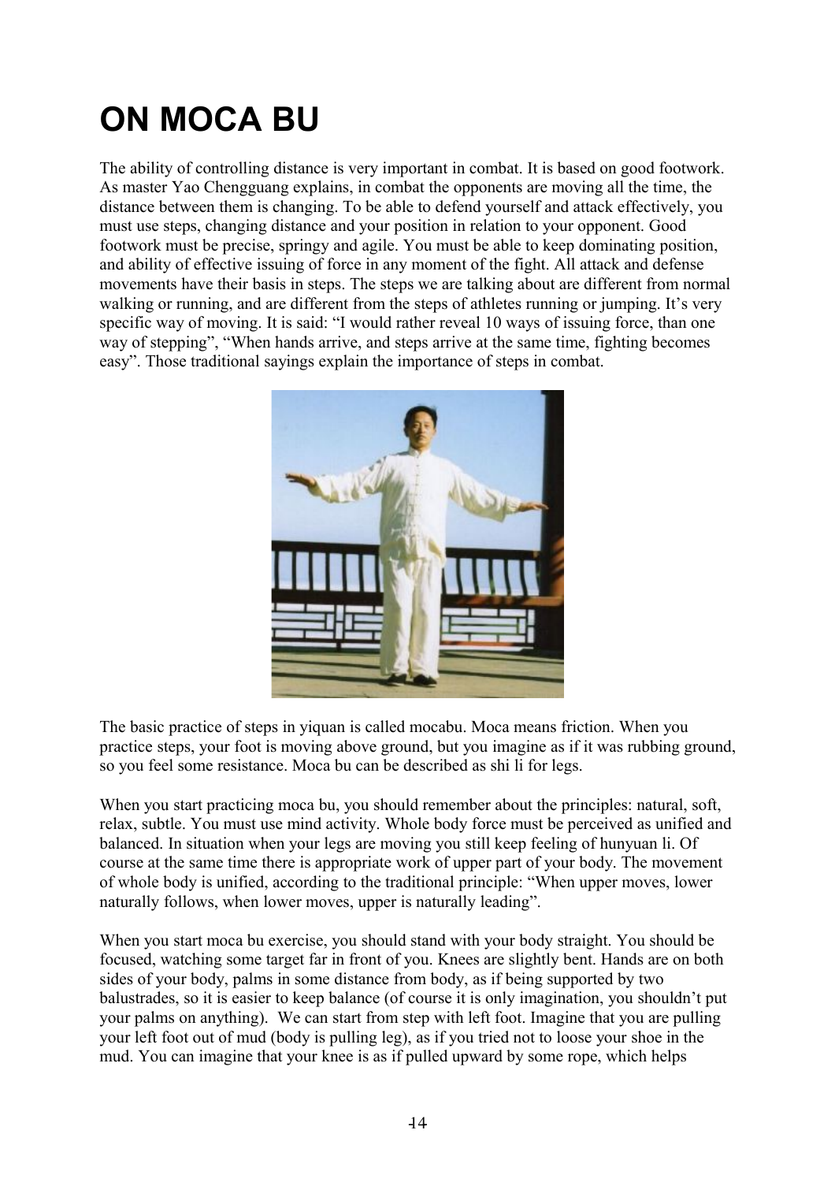# ON MOCA BU

The ability of controlling distance is very important in combat. It is based on good footwork. As master Yao Chengguang explains, in combat the opponents are moving all the time, the distance between them is changing. To be able to defend yourself and attack effectively, you must use steps, changing distance and your position in relation to your opponent. Good footwork must be precise, springy and agile. You must be able to keep dominating position, and ability of effective issuing of force in any moment of the fight. All attack and defense movements have their basis in steps. The steps we are talking about are different from normal walking or running, and are different from the steps of athletes running or jumping. It's very specific way of moving. It is said: "I would rather reveal 10 ways of issuing force, than one way of stepping", "When hands arrive, and steps arrive at the same time, fighting becomes easy". Those traditional sayings explain the importance of steps in combat.

The basic practice of steps in yiquan is called mocabu. Moca means friction. When you practice steps, your foot is moving above ground, but you imagine as if it was rubbing ground, so you feel some resistance. Moca bu can be described as shi li for legs.

When you start practicing moca bu, you should remember about the principles: natural, soft, relax, subtle. You must use mind activity. Whole body force must be perceived as unified and balanced. In situation when your legs are moving you still keep feeling of hunyuan li. Of course at the same time there is appropriate work of upper part of your body. The movement of whole body is unified, according to the traditional principle: "When upper moves, lower naturally follows, when lower moves, upper is naturally leading".

When you start moca bu exercise, you should stand with your body straight. You should be focused, watching some target far in front of you. Knees are slightly bent. Hands are on both sides of your body, palms in some distance from body, as if being supported by two balustrades, so it is easier to keep balance (of course it is only imagination, you shouldn't put your palms on anything). We can start from step with left foot. Imagine that you are pulling your left foot out of mud (body is pulling leg), as if you tried not to loose your shoe in the mud. You can imagine that your knee is as if pulled upward by some rope, which helps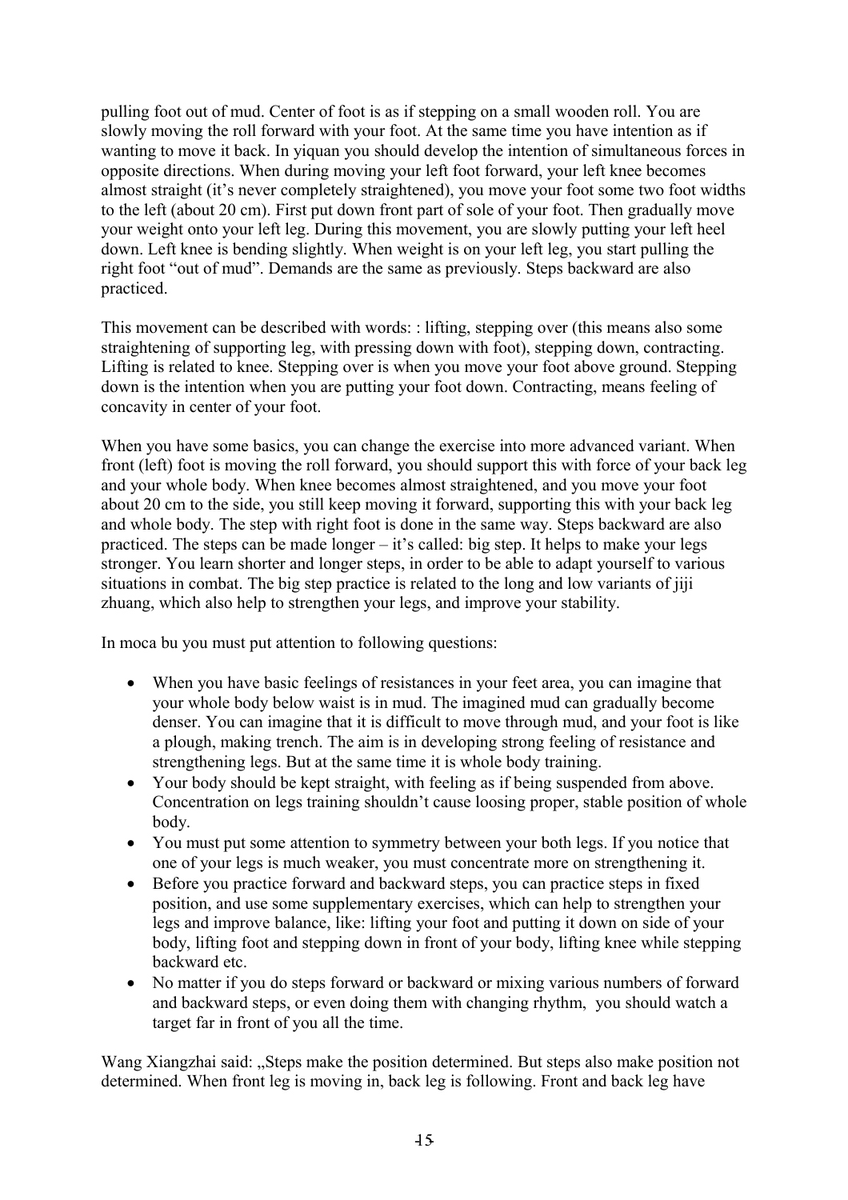pulling foot out of mud. Center of foot is as if stepping on a small wooden roll. You are slowly moving the roll forward with your foot. At the same time you have intention as if wanting to move it back. In yiquan you should develop the intention of simultaneous forces in opposite directions. When during moving your left foot forward, your left knee becomes almost straight (it's never completely straightened), you move your foot some two foot widths to the left (about 20 cm). First put down front part of sole of your foot. Then gradually move your weight onto your left leg. During this movement, you are slowly putting your left heel down. Left knee is bending slightly. When weight is on your left leg, you start pulling the right foot "out of mud". Demands are the same as previously. Steps backward are also practiced.

This movement can be described with words: : lifting, stepping over (this means also some straightening of supporting leg, with pressing down with foot), stepping down, contracting. Lifting is related to knee. Stepping over is when you move your foot above ground. Stepping down is the intention when you are putting your foot down. Contracting, means feeling of concavity in center of your foot.

When you have some basics, you can change the exercise into more advanced variant. When front (left) foot is moving the roll forward, you should support this with force of your back leg and your whole body. When knee becomes almost straightened, and you move your foot about 20 cm to the side, you still keep moving it forward, supporting this with your back leg and whole body. The step with right foot is done in the same way. Steps backward are also practiced. The steps can be made longer – it's called: big step. It helps to make your legs stronger. You learn shorter and longer steps, in order to be able to adapt yourself to various situations in combat. The big step practice is related to the long and low variants of jiji zhuang, which also help to strengthen your legs, and improve your stability.

In moca bu you must put attention to following questions:

- When you have basic feelings of resistances in your feet area, you can imagine that your whole body below waist is in mud. The imagined mud can gradually become denser. You can imagine that it is difficult to move through mud, and your foot is like a plough, making trench. The aim is in developing strong feeling of resistance and strengthening legs. But at the same time it is whole body training.
- Your body should be kept straight, with feeling as if being suspended from above. Concentration on legs training shouldn't cause loosing proper, stable position of whole body.
- You must put some attention to symmetry between your both legs. If you notice that one of your legs is much weaker, you must concentrate more on strengthening it.
- Before you practice forward and backward steps, you can practice steps in fixed position, and use some supplementary exercises, which can help to strengthen your legs and improve balance, like: lifting your foot and putting it down on side of your body, lifting foot and stepping down in front of your body, lifting knee while stepping backward etc.
- No matter if you do steps forward or backward or mixing various numbers of forward and backward steps, or even doing them with changing rhythm, you should watch a target far in front of you all the time.

Wang Xiangzhai said: „Steps make the position determined. But steps also make position not determined. When front leg is moving in, back leg is following. Front and back leg have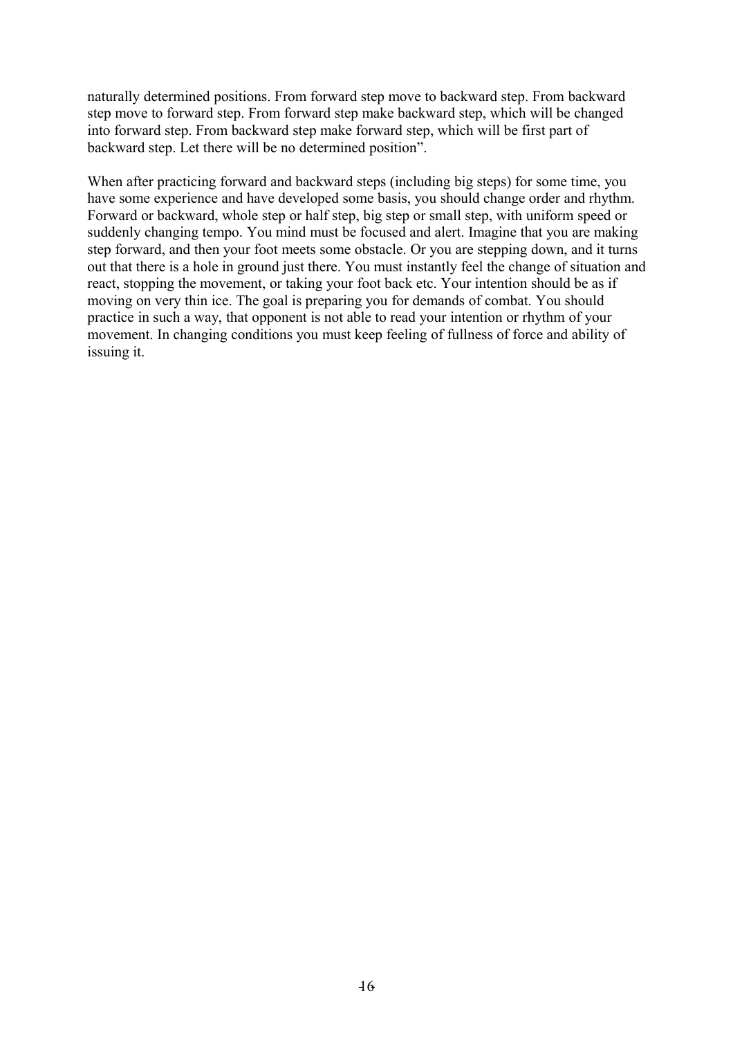naturally determined positions. From forward step move to backward step. From backward step move to forward step. From forward step make backward step, which will be changed into forward step. From backward step make forward step, which will be first part of backward step. Let there will be no determined position".

When after practicing forward and backward steps (including big steps) for some time, you have some experience and have developed some basis, you should change order and rhythm. Forward or backward, whole step or half step, big step or small step, with uniform speed or suddenly changing tempo. You mind must be focused and alert. Imagine that you are making step forward, and then your foot meets some obstacle. Or you are stepping down, and it turns out that there is a hole in ground just there. You must instantly feel the change of situation and react, stopping the movement, or taking your foot back etc. Your intention should be as if moving on very thin ice. The goal is preparing you for demands of combat. You should practice in such a way, that opponent is not able to read your intention or rhythm of your movement. In changing conditions you must keep feeling of fullness of force and ability of issuing it.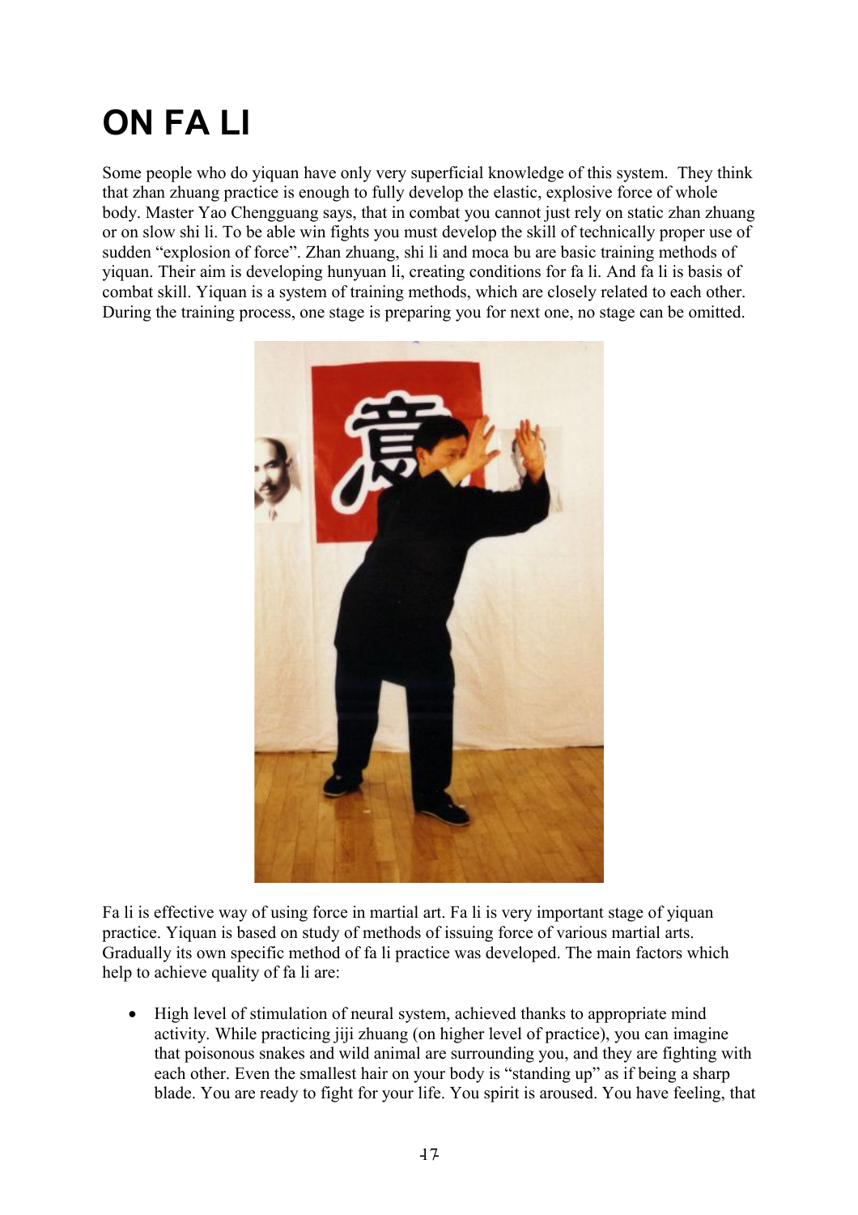# ON FA LI

Some people who do yiquan have only very superficial knowledge of this system. They think that zhan zhuang practice is enough to fully develop the elastic, explosive force of whole body. Master Yao Chengguang says, that in combat you cannot just rely on static zhan zhuang or on slow shi li. To be able win fights you must develop the skill of technically proper use of sudden "explosion of force". Zhan zhuang, shi li and moca bu are basic training methods of yiquan. Their aim is developing hunyuan li, creating conditions for fa li. And fa li is basis of combat skill. Yiquan is a system of training methods, which are closely related to each other. During the training process, one stage is preparing you for next one, no stage can be omitted.

Fa li is effective way of using force in martial art. Fa li is very important stage of yiquan practice. Yiquan is based on study of methods of issuing force of various martial arts. Gradually its own specific method of fa li practice was developed. The main factors which help to achieve quality of fa li are:

- High level of stimulation of neural system, achieved thanks to appropriate mind activity. While practicing jiji zhuang (on higher level of practice), you can imagine that poisonous snakes and wild animal are surrounding you, and they are fighting with each other. Even the smallest hair on your body is "standing up" as if being a sharp blade. You are ready to fight for your life. You spirit is aroused. You have feeling, that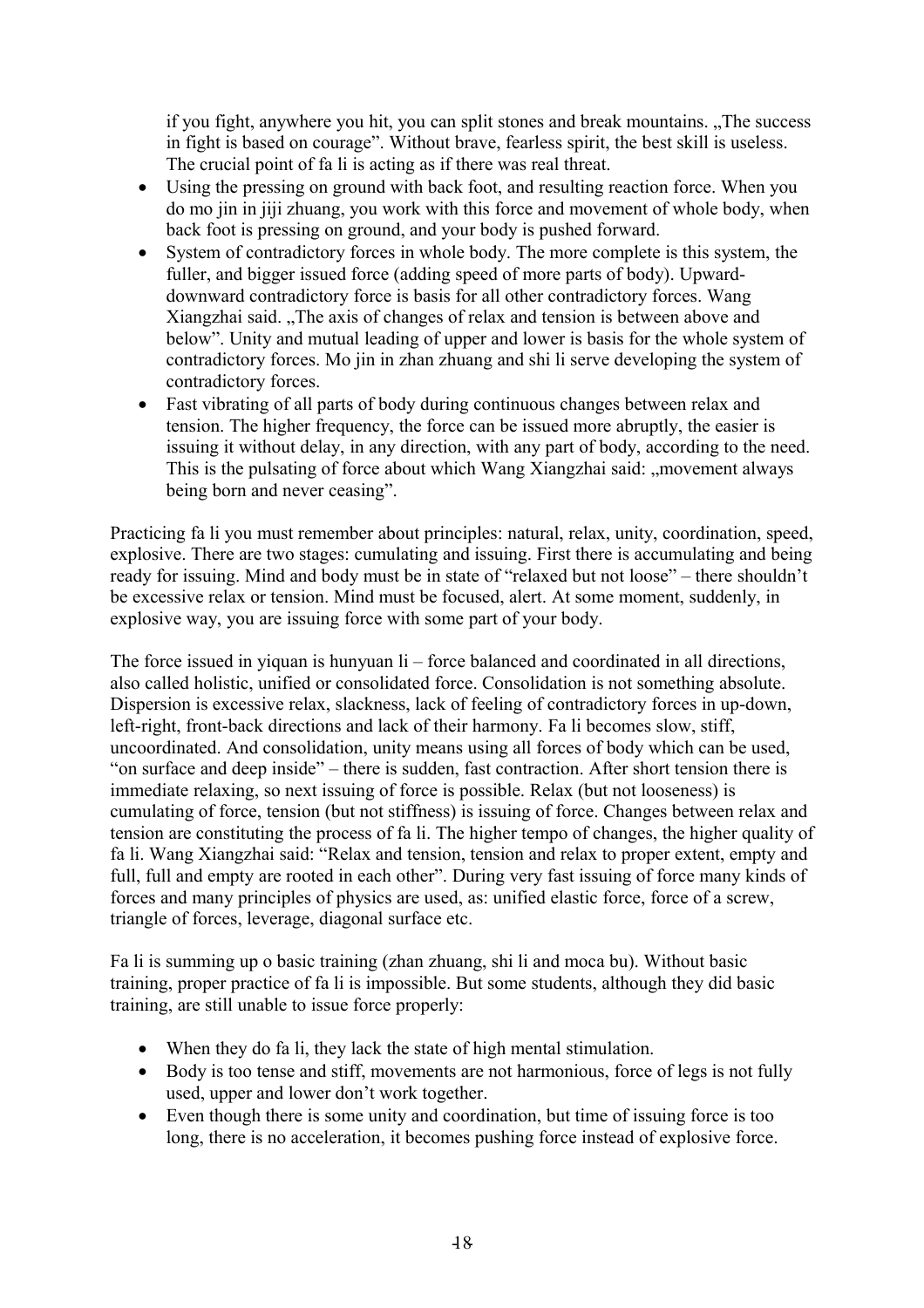if you fight, anywhere you hit, you can split stones and break mountains. „The success in fight is based on courage". Without brave, fearless spirit, the best skill is useless. The crucial point of fa li is acting as if there was real threat.

- Using the pressing on ground with back foot, and resulting reaction force. When you do mo jin in jiji zhuang, you work with this force and movement of whole body, when back foot is pressing on ground, and your body is pushed forward.
- System of contradictory forces in whole body. The more complete is this system, the fuller, and bigger issued force (adding speed of more parts of body). Upward-downward contradictory force is basis for all other contradictory forces. Wang Xiangzhai said. „The axis of changes of relax and tension is between above and below". Unity and mutual leading of upper and lower is basis for the whole system of contradictory forces. Mo jin in zhan zhuang and shi li serve developing the system of contradictory forces.
- Fast vibrating of all parts of body during continuous changes between relax and tension. The higher frequency, the force can be issued more abruptly, the easier is issuing it without delay, in any direction, with any part of body, according to the need. This is the pulsating of force about which Wang Xiangzhai said: „movement always being born and never ceasing".

Practicing fa li you must remember about principles: natural, relax, unity, coordination, speed, explosive. There are two stages: cumulating and issuing. First there is accumulating and being ready for issuing. Mind and body must be in state of "relaxed but not loose" – there shouldn't be excessive relax or tension. Mind must be focused, alert. At some moment, suddenly, in explosive way, you are issuing force with some part of your body.

The force issued in yiquan is hunyuan li – force balanced and coordinated in all directions, also called holistic, unified or consolidated force. Consolidation is not something absolute. Dispersion is excessive relax, slackness, lack of feeling of contradictory forces in up-down, left-right, front-back directions and lack of their harmony. Fa li becomes slow, stiff, uncoordinated. And consolidation, unity means using all forces of body which can be used, "on surface and deep inside" – there is sudden, fast contraction. After short tension there is immediate relaxing, so next issuing of force is possible. Relax (but not looseness) is cumulating of force, tension (but not stiffness) is issuing of force. Changes between relax and tension are constituting the process of fa li. The higher tempo of changes, the higher quality of fa li. Wang Xiangzhai said: "Relax and tension, tension and relax to proper extent, empty and full, full and empty are rooted in each other". During very fast issuing of force many kinds of forces and many principles of physics are used, as: unified elastic force, force of a screw, triangle of forces, leverage, diagonal surface etc.

Fa li is summing up o basic training (zhan zhuang, shi li and moca bu). Without basic training, proper practice of fa li is impossible. But some students, although they did basic training, are still unable to issue force properly:

- When they do fa li, they lack the state of high mental stimulation.
- Body is too tense and stiff, movements are not harmonious, force of legs is not fully used, upper and lower don't work together.
- Even though there is some unity and coordination, but time of issuing force is too long, there is no acceleration, it becomes pushing force instead of explosive force.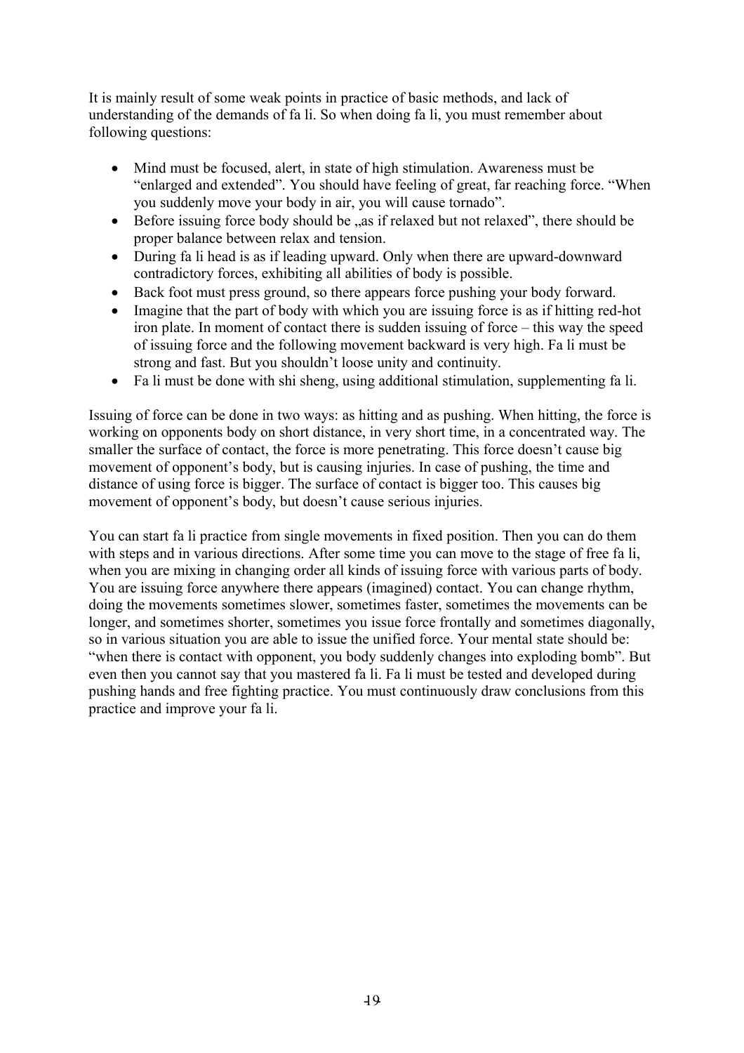It is mainly result of some weak points in practice of basic methods, and lack of understanding of the demands of fa li. So when doing fa li, you must remember about following questions:

- Mind must be focused, alert, in state of high stimulation. Awareness must be "enlarged and extended". You should have feeling of great, far reaching force. "When you suddenly move your body in air, you will cause tornado".
- Before issuing force body should be „as if relaxed but not relaxed", there should be proper balance between relax and tension.
- During fa li head is as if leading upward. Only when there are upward-downward contradictory forces, exhibiting all abilities of body is possible.
- Back foot must press ground, so there appears force pushing your body forward.
- Imagine that the part of body with which you are issuing force is as if hitting red-hot iron plate. In moment of contact there is sudden issuing of force – this way the speed of issuing force and the following movement backward is very high. Fa li must be strong and fast. But you shouldn't loose unity and continuity.
- Fa li must be done with shi sheng, using additional stimulation, supplementing fa li.

Issuing of force can be done in two ways: as hitting and as pushing. When hitting, the force is working on opponents body on short distance, in very short time, in a concentrated way. The smaller the surface of contact, the force is more penetrating. This force doesn't cause big movement of opponent's body, but is causing injuries. In case of pushing, the time and distance of using force is bigger. The surface of contact is bigger too. This causes big movement of opponent's body, but doesn't cause serious injuries.

You can start fa li practice from single movements in fixed position. Then you can do them with steps and in various directions. After some time you can move to the stage of free fa li, when you are mixing in changing order all kinds of issuing force with various parts of body. You are issuing force anywhere there appears (imagined) contact. You can change rhythm, doing the movements sometimes slower, sometimes faster, sometimes the movements can be longer, and sometimes shorter, sometimes you issue force frontally and sometimes diagonally, so in various situation you are able to issue the unified force. Your mental state should be: "when there is contact with opponent, you body suddenly changes into exploding bomb". But even then you cannot say that you mastered fa li. Fa li must be tested and developed during pushing hands and free fighting practice. You must continuously draw conclusions from this practice and improve your fa li.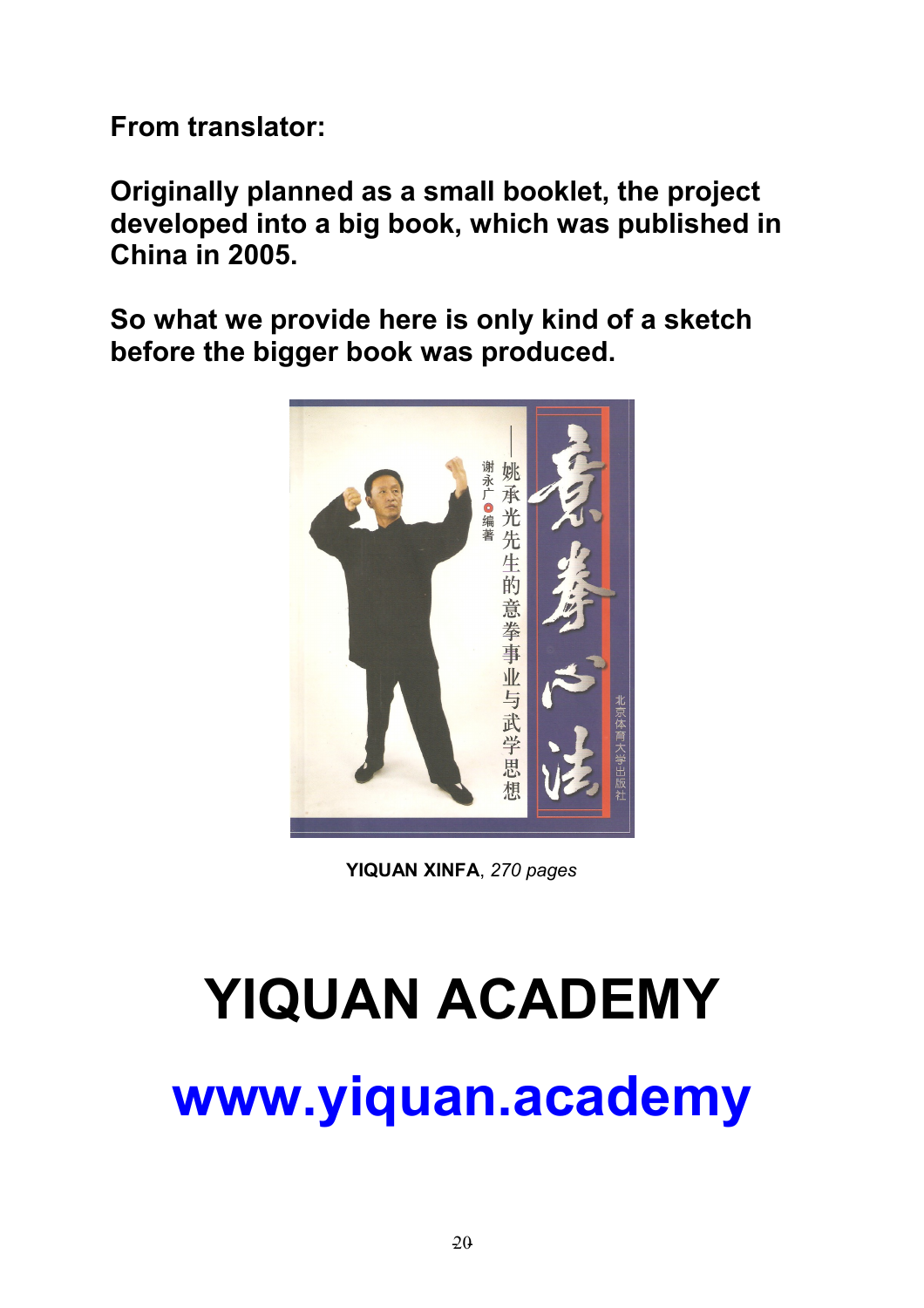**From translator:**

**Originally planned as a small booklet, the project developed into a big book, which was published in China in 2005.**

**So what we provide here is only kind of a sketch before the bigger book was produced.**

**YIQUAN XINFA**, *270 pages*

# YIQUAN ACADEMY

# www.yiquan.academy